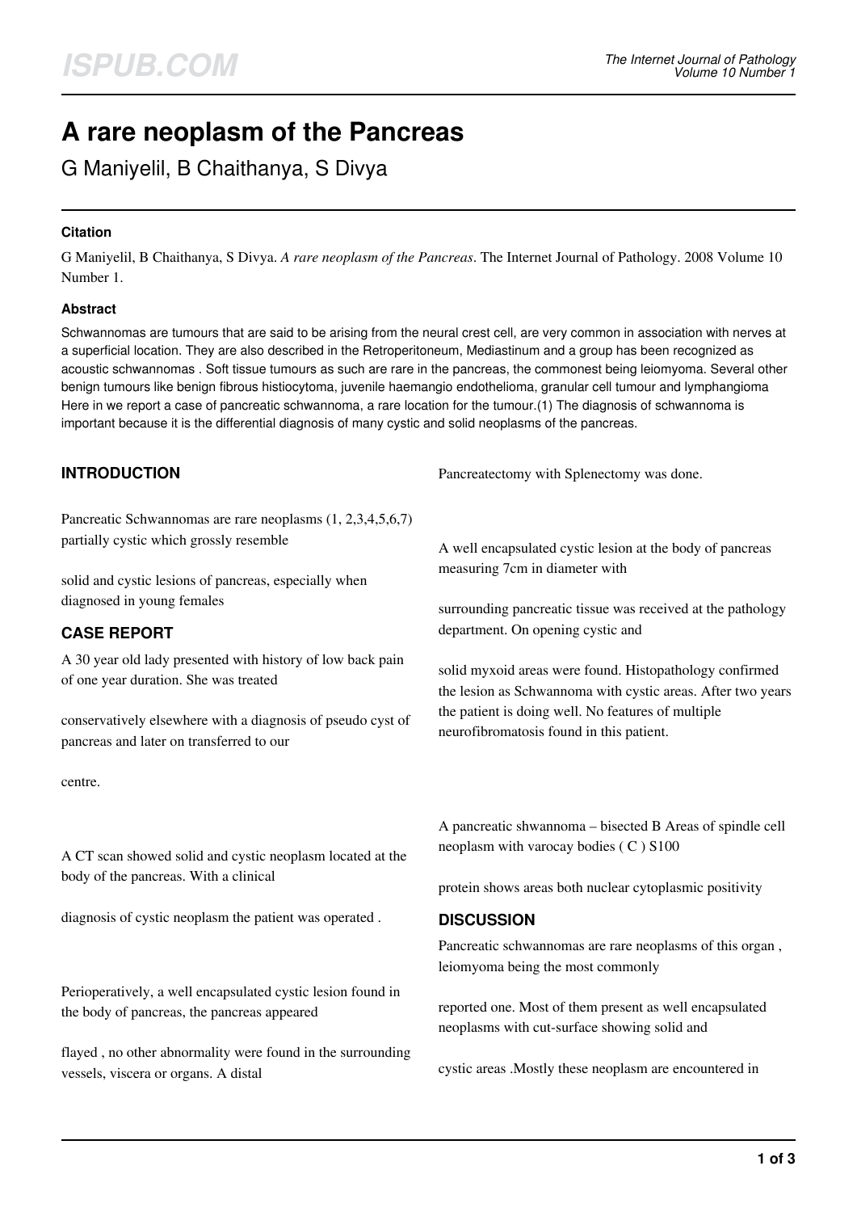# A rare neoplasm of the Pancreas

G Maniyelil, B Chaithanya, S Divya

### Citation

G Maniyelil, B Chaithanya, S Divya. *A rare neoplasm of the Pancreas*. The Internet Journal of Pathology. 2008 Volume 10 Number 1.

### Abstract

Schwannomas are tumours that are said to be arising from the neural crest cell, are very common in association with nerves at a superficial location. They are also described in the Retroperitoneum, Mediastinum and a group has been recognized as acoustic schwannomas . Soft tissue tumours as such are rare in the pancreas, the commonest being leiomyoma. Several other benign tumours like benign fibrous histiocytoma, juvenile haemangio endothelioma, granular cell tumour and lymphangioma Here in we report a case of pancreatic schwannoma, a rare location for the tumour.(1) The diagnosis of schwannoma is important because it is the differential diagnosis of many cystic and solid neoplasms of the pancreas.

## INTRODUCTION

Pancreatic Schwannomas are rare neoplasms (1, 2,3,4,5,6,7) partially cystic which grossly resemble

solid and cystic lesions of pancreas, especially when diagnosed in young females

## CASE REPORT

A 30 year old lady presented with history of low back pain of one year duration. She was treated

conservatively elsewhere with a diagnosis of pseudo cyst of pancreas and later on transferred to our

centre.

A CT scan showed solid and cystic neoplasm located at the body of the pancreas. With a clinical

diagnosis of cystic neoplasm the patient was operated .

Perioperatively, a well encapsulated cystic lesion found in the body of pancreas, the pancreas appeared

flayed , no other abnormality were found in the surrounding vessels, viscera or organs. A distal

Pancreatectomy with Splenectomy was done.

A well encapsulated cystic lesion at the body of pancreas measuring 7cm in diameter with

surrounding pancreatic tissue was received at the pathology department. On opening cystic and

solid myxoid areas were found. Histopathology confirmed the lesion as Schwannoma with cystic areas. After two years the patient is doing well. No features of multiple neurofibromatosis found in this patient.

A pancreatic shwannoma – bisected B Areas of spindle cell neoplasm with varocay bodies ( C ) S100

protein shows areas both nuclear cytoplasmic positivity

## DISCUSSION

Pancreatic schwannomas are rare neoplasms of this organ , leiomyoma being the most commonly

reported one. Most of them present as well encapsulated neoplasms with cut-surface showing solid and

cystic areas .Mostly these neoplasm are encountered in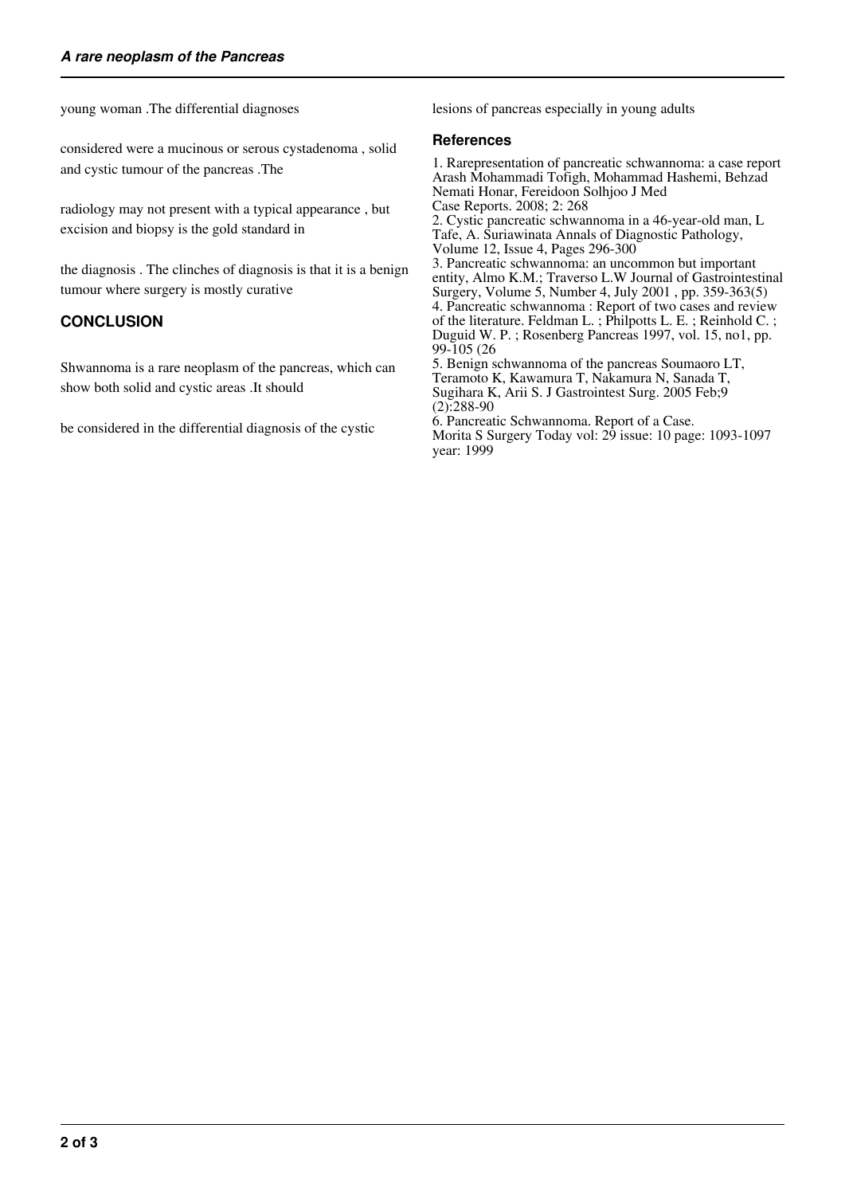young woman .The differential diagnoses

considered were a mucinous or serous cystadenoma , solid and cystic tumour of the pancreas .The

radiology may not present with a typical appearance , but excision and biopsy is the gold standard in

the diagnosis . The clinches of diagnosis is that it is a benign tumour where surgery is mostly curative

## CONCLUSION

Shwannoma is a rare neoplasm of the pancreas, which can show both solid and cystic areas .It should

be considered in the differential diagnosis of the cystic

lesions of pancreas especially in young adults

## References

1. Rarepresentation of pancreatic schwannoma: a case report Arash Mohammadi Tofigh, Mohammad Hashemi, Behzad Nemati Honar, Fereidoon Solhjoo J Med Case Reports. 2008; 2: 268
2. Cystic pancreatic schwannoma in a 46-year-old man, L Tafe, A. Suriawinata Annals of Diagnostic Pathology, Volume 12, Issue 4, Pages 296-300
3. Pancreatic schwannoma: an uncommon but important entity, Almo K.M.; Traverso L.W Journal of Gastrointestinal Surgery, Volume 5, Number 4, July 2001 , pp. 359-363(5)
4. Pancreatic schwannoma : Report of two cases and review of the literature. Feldman L. ; Philpotts L. E. ; Reinhold C. ; Duguid W. P. ; Rosenberg Pancreas 1997, vol. 15, no1, pp. 99-105 (26
5. Benign schwannoma of the pancreas Soumaoro LT, Teramoto K, Kawamura T, Nakamura N, Sanada T, Sugihara K, Arii S. J Gastrointest Surg. 2005 Feb;9 (2):288-90
6. Pancreatic Schwannoma. Report of a Case. Morita S Surgery Today vol: 29 issue: 10 page: 1093-1097 year: 1999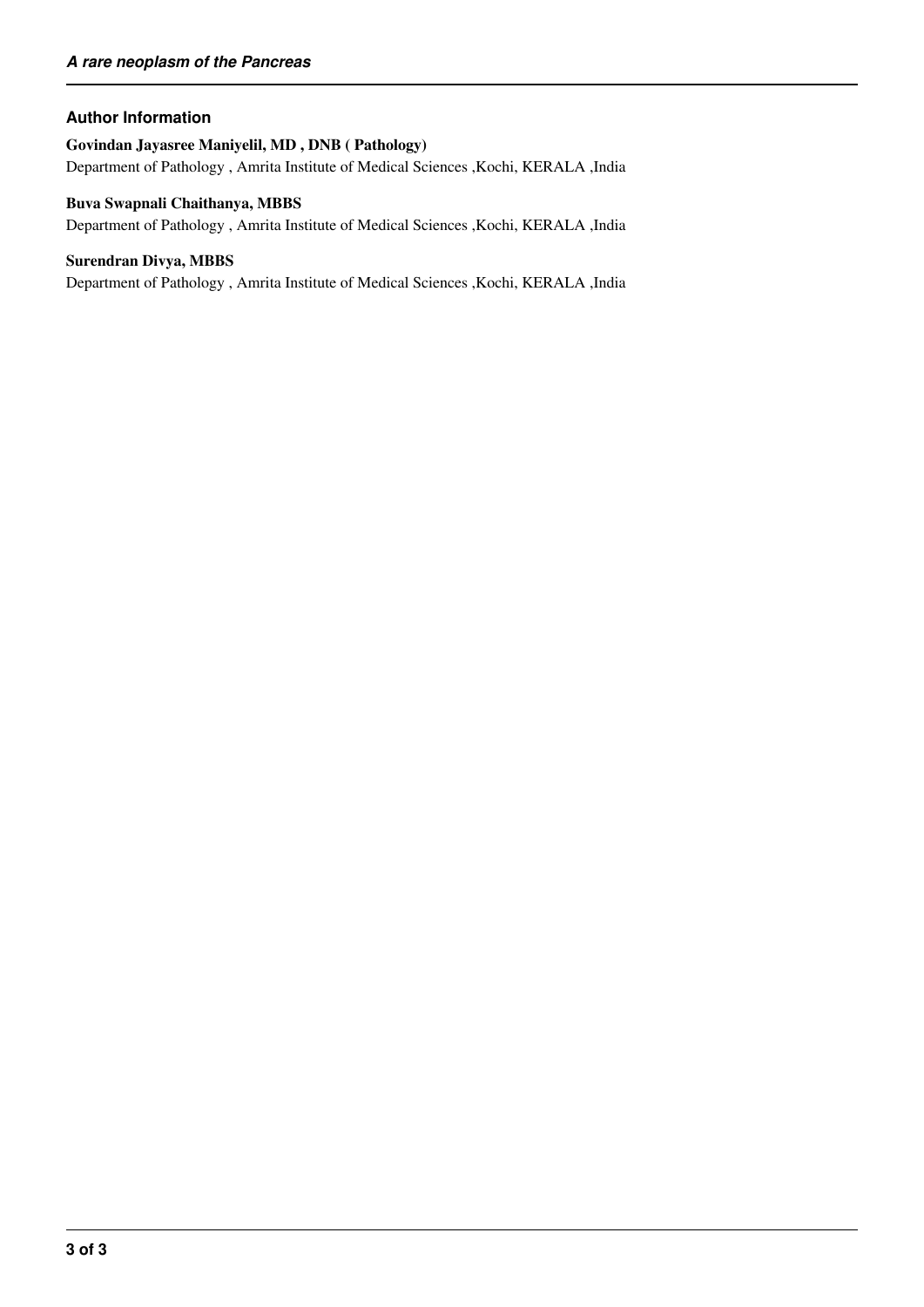## Author Information

**Govindan Jayasree Maniyelil, MD , DNB ( Pathology)**
Department of Pathology , Amrita Institute of Medical Sciences ,Kochi, KERALA ,India

**Buva Swapnali Chaithanya, MBBS**
Department of Pathology , Amrita Institute of Medical Sciences ,Kochi, KERALA ,India

**Surendran Divya, MBBS**
Department of Pathology , Amrita Institute of Medical Sciences ,Kochi, KERALA ,India